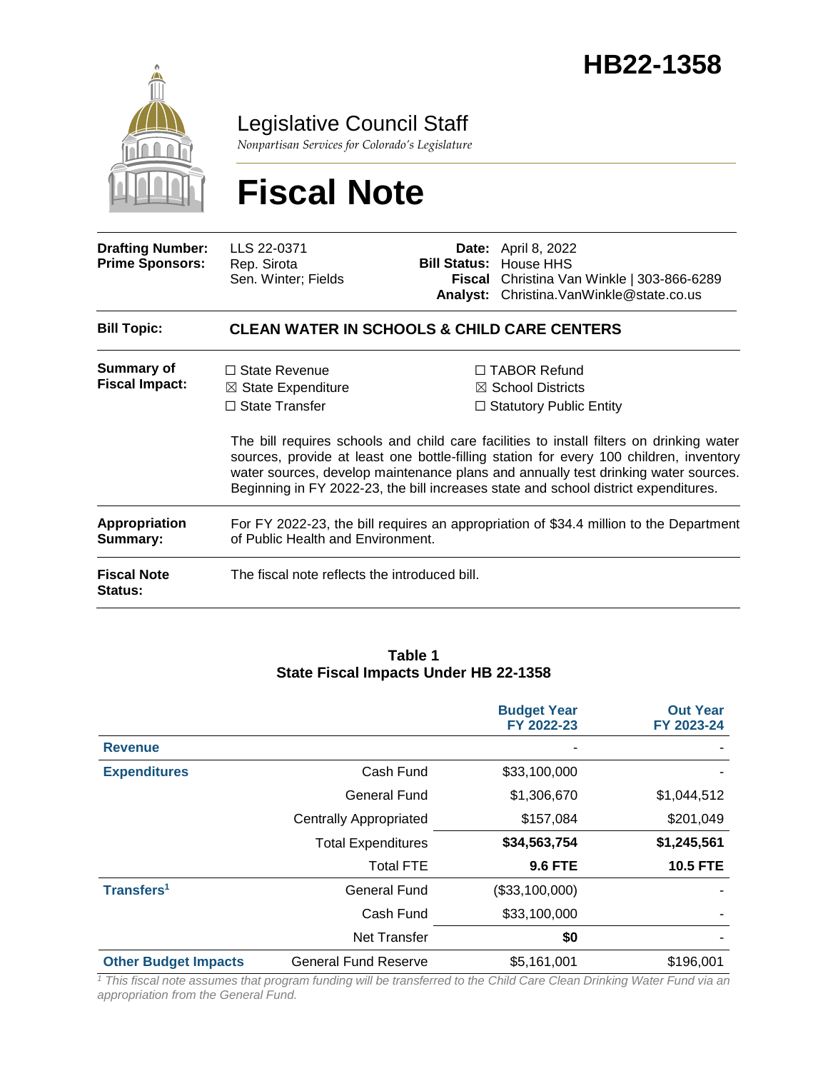# HB22-1358

Legislative Council Staff

*Nonpartisan Services for Colorado's Legislature*

# Fiscal Note

| | | | |
|---|---|---|---|
| **Drafting Number:** | LLS 22-0371 | **Date:** | April 8, 2022 |
| **Prime Sponsors:** | Rep. Sirota<br>Sen. Winter; Fields | **Bill Status:** | House HHS |
| | | **Fiscal Analyst:** | Christina Van Winkle \| 303-866-6289<br>Christina.VanWinkle@state.co.us |

| | |
|---|---|
| **Bill Topic:** | **CLEAN WATER IN SCHOOLS & CHILD CARE CENTERS** |
| **Summary of Fiscal Impact:** | ☐ State Revenue ☒ State Expenditure ☐ State Transfer ☐ TABOR Refund ☒ School Districts ☐ Statutory Public Entity<br><br>The bill requires schools and child care facilities to install filters on drinking water sources, provide at least one bottle-filling station for every 100 children, inventory water sources, develop maintenance plans and annually test drinking water sources. Beginning in FY 2022-23, the bill increases state and school district expenditures. |
| **Appropriation Summary:** | For FY 2022-23, the bill requires an appropriation of $34.4 million to the Department of Public Health and Environment. |
| **Fiscal Note Status:** | The fiscal note reflects the introduced bill. |

**Table 1**
**State Fiscal Impacts Under HB 22-1358**

| | | Budget Year FY 2022-23 | Out Year FY 2023-24 |
|---|---|---|---|
| **Revenue** | | - | - |
| **Expenditures** | Cash Fund | $33,100,000 | - |
| | General Fund | $1,306,670 | $1,044,512 |
| | Centrally Appropriated | $157,084 | $201,049 |
| | Total Expenditures | **$34,563,754** | **$1,245,561** |
| | Total FTE | **9.6 FTE** | **10.5 FTE** |
| **Transfers**[1] | General Fund | ($33,100,000) | - |
| | Cash Fund | $33,100,000 | - |
| | Net Transfer | **$0** | - |
| **Other Budget Impacts** | General Fund Reserve | $5,161,001 | $196,001 |

*[1] This fiscal note assumes that program funding will be transferred to the Child Care Clean Drinking Water Fund via an appropriation from the General Fund.*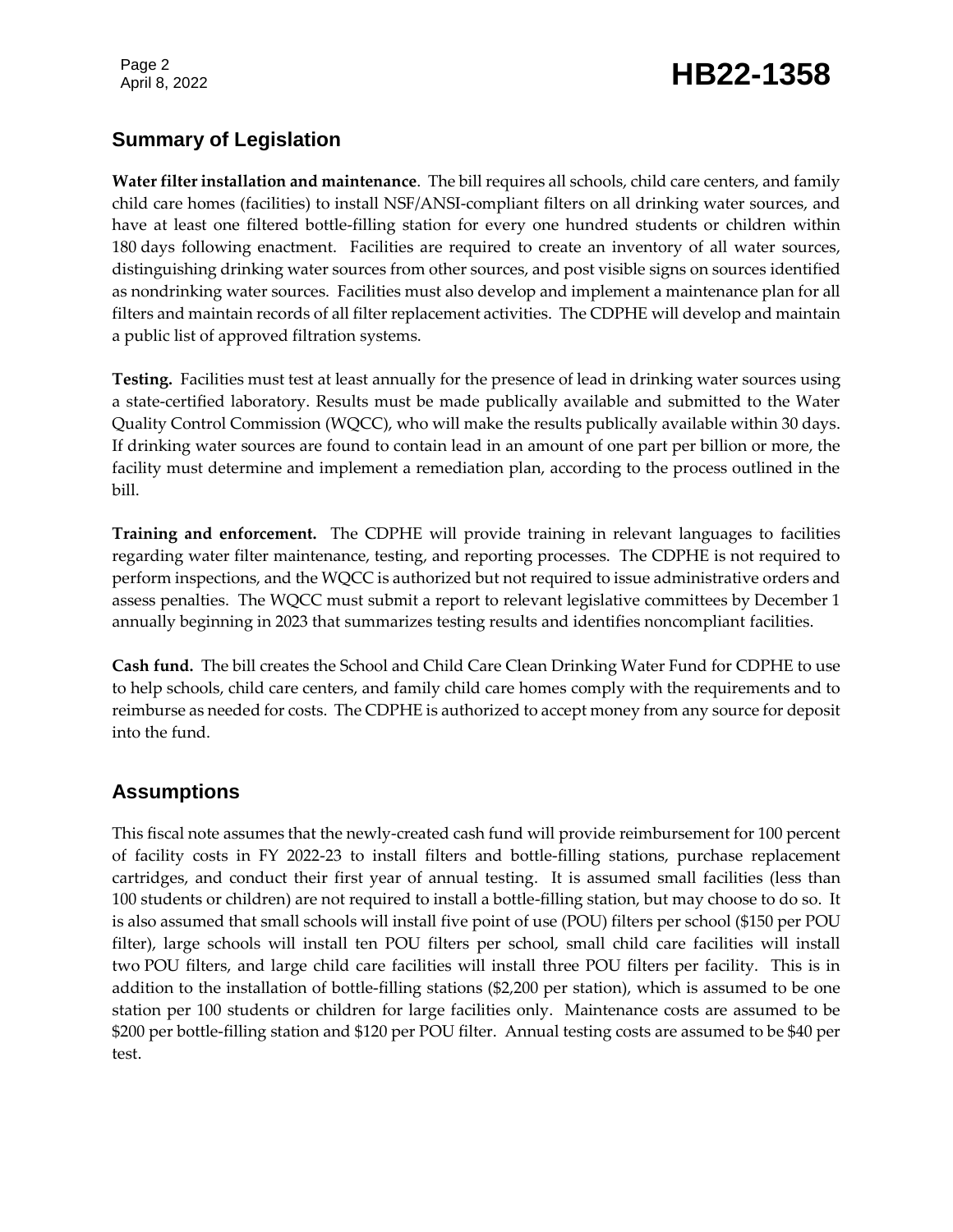## Summary of Legislation

**Water filter installation and maintenance**. The bill requires all schools, child care centers, and family child care homes (facilities) to install NSF/ANSI-compliant filters on all drinking water sources, and have at least one filtered bottle-filling station for every one hundred students or children within 180 days following enactment. Facilities are required to create an inventory of all water sources, distinguishing drinking water sources from other sources, and post visible signs on sources identified as nondrinking water sources. Facilities must also develop and implement a maintenance plan for all filters and maintain records of all filter replacement activities. The CDPHE will develop and maintain a public list of approved filtration systems.

**Testing.** Facilities must test at least annually for the presence of lead in drinking water sources using a state-certified laboratory. Results must be made publically available and submitted to the Water Quality Control Commission (WQCC), who will make the results publically available within 30 days. If drinking water sources are found to contain lead in an amount of one part per billion or more, the facility must determine and implement a remediation plan, according to the process outlined in the bill.

**Training and enforcement.** The CDPHE will provide training in relevant languages to facilities regarding water filter maintenance, testing, and reporting processes. The CDPHE is not required to perform inspections, and the WQCC is authorized but not required to issue administrative orders and assess penalties. The WQCC must submit a report to relevant legislative committees by December 1 annually beginning in 2023 that summarizes testing results and identifies noncompliant facilities.

**Cash fund.** The bill creates the School and Child Care Clean Drinking Water Fund for CDPHE to use to help schools, child care centers, and family child care homes comply with the requirements and to reimburse as needed for costs. The CDPHE is authorized to accept money from any source for deposit into the fund.

## Assumptions

This fiscal note assumes that the newly-created cash fund will provide reimbursement for 100 percent of facility costs in FY 2022-23 to install filters and bottle-filling stations, purchase replacement cartridges, and conduct their first year of annual testing. It is assumed small facilities (less than 100 students or children) are not required to install a bottle-filling station, but may choose to do so. It is also assumed that small schools will install five point of use (POU) filters per school ($150 per POU filter), large schools will install ten POU filters per school, small child care facilities will install two POU filters, and large child care facilities will install three POU filters per facility. This is in addition to the installation of bottle-filling stations ($2,200 per station), which is assumed to be one station per 100 students or children for large facilities only. Maintenance costs are assumed to be $200 per bottle-filling station and $120 per POU filter. Annual testing costs are assumed to be $40 per test.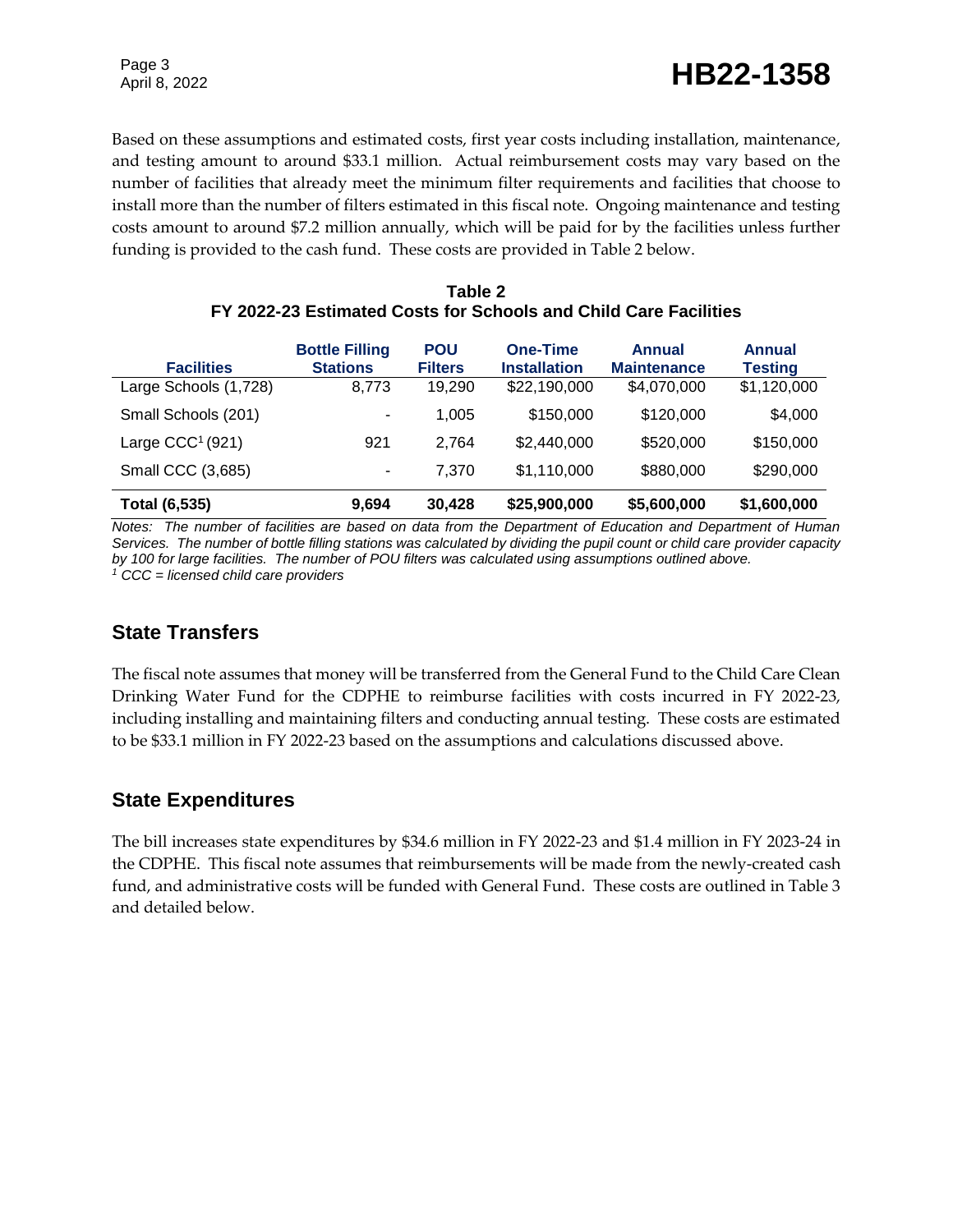Based on these assumptions and estimated costs, first year costs including installation, maintenance, and testing amount to around $33.1 million. Actual reimbursement costs may vary based on the number of facilities that already meet the minimum filter requirements and facilities that choose to install more than the number of filters estimated in this fiscal note. Ongoing maintenance and testing costs amount to around $7.2 million annually, which will be paid for by the facilities unless further funding is provided to the cash fund. These costs are provided in Table 2 below.

**Table 2**
**FY 2022-23 Estimated Costs for Schools and Child Care Facilities**

| Facilities | Bottle Filling Stations | POU Filters | One-Time Installation | Annual Maintenance | Annual Testing |
|---|---|---|---|---|---|
| Large Schools (1,728) | 8,773 | 19,290 | $22,190,000 | $4,070,000 | $1,120,000 |
| Small Schools (201) | - | 1,005 | $150,000 | $120,000 | $4,000 |
| Large CCC[1] (921) | 921 | 2,764 | $2,440,000 | $520,000 | $150,000 |
| Small CCC (3,685) | - | 7,370 | $1,110,000 | $880,000 | $290,000 |
| **Total (6,535)** | **9,694** | **30,428** | **$25,900,000** | **$5,600,000** | **$1,600,000** |

*Notes: The number of facilities are based on data from the Department of Education and Department of Human Services. The number of bottle filling stations was calculated by dividing the pupil count or child care provider capacity by 100 for large facilities. The number of POU filters was calculated using assumptions outlined above.*
*[1] CCC = licensed child care providers*

## State Transfers

The fiscal note assumes that money will be transferred from the General Fund to the Child Care Clean Drinking Water Fund for the CDPHE to reimburse facilities with costs incurred in FY 2022-23, including installing and maintaining filters and conducting annual testing. These costs are estimated to be $33.1 million in FY 2022-23 based on the assumptions and calculations discussed above.

## State Expenditures

The bill increases state expenditures by $34.6 million in FY 2022-23 and $1.4 million in FY 2023-24 in the CDPHE. This fiscal note assumes that reimbursements will be made from the newly-created cash fund, and administrative costs will be funded with General Fund. These costs are outlined in Table 3 and detailed below.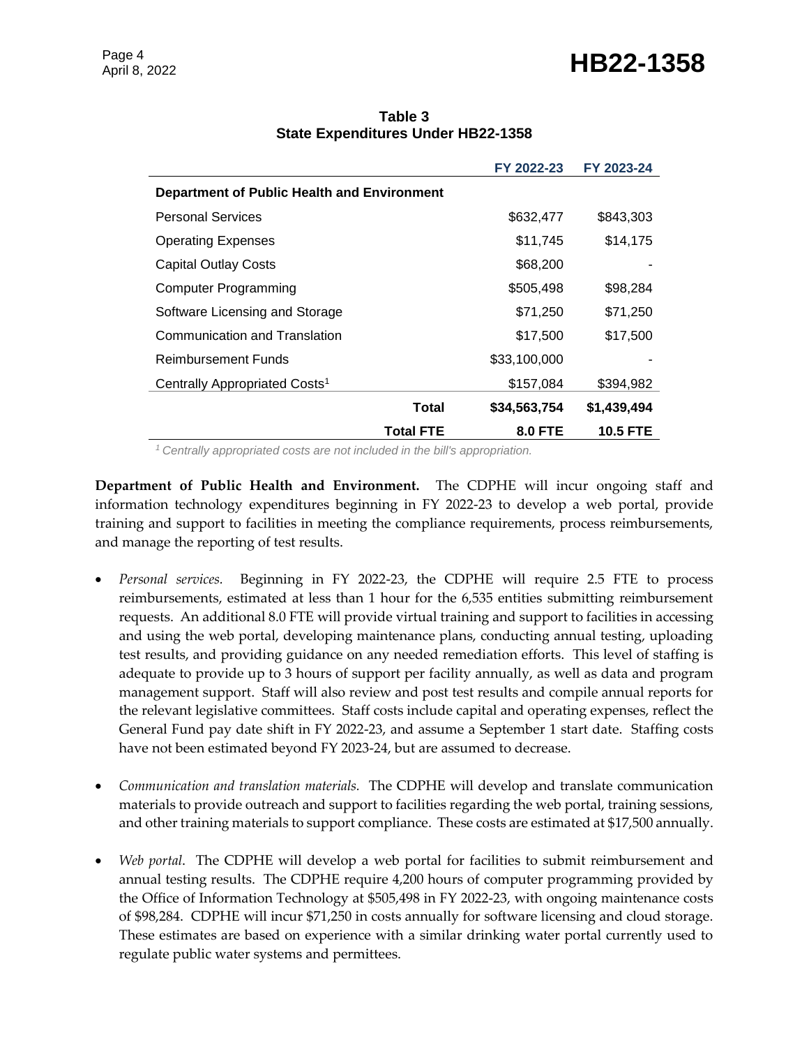**Table 3**
**State Expenditures Under HB22-1358**

| | FY 2022-23 | FY 2023-24 |
|---|---|---|
| **Department of Public Health and Environment** | | |
| Personal Services | $632,477 | $843,303 |
| Operating Expenses | $11,745 | $14,175 |
| Capital Outlay Costs | $68,200 | - |
| Computer Programming | $505,498 | $98,284 |
| Software Licensing and Storage | $71,250 | $71,250 |
| Communication and Translation | $17,500 | $17,500 |
| Reimbursement Funds | $33,100,000 | - |
| Centrally Appropriated Costs[1] | $157,084 | $394,982 |
| **Total** | **$34,563,754** | **$1,439,494** |
| **Total FTE** | **8.0 FTE** | **10.5 FTE** |

*[1] Centrally appropriated costs are not included in the bill's appropriation.*

**Department of Public Health and Environment.** The CDPHE will incur ongoing staff and information technology expenditures beginning in FY 2022-23 to develop a web portal, provide training and support to facilities in meeting the compliance requirements, process reimbursements, and manage the reporting of test results.

- *Personal services.* Beginning in FY 2022-23, the CDPHE will require 2.5 FTE to process reimbursements, estimated at less than 1 hour for the 6,535 entities submitting reimbursement requests. An additional 8.0 FTE will provide virtual training and support to facilities in accessing and using the web portal, developing maintenance plans, conducting annual testing, uploading test results, and providing guidance on any needed remediation efforts. This level of staffing is adequate to provide up to 3 hours of support per facility annually, as well as data and program management support. Staff will also review and post test results and compile annual reports for the relevant legislative committees. Staff costs include capital and operating expenses, reflect the General Fund pay date shift in FY 2022-23, and assume a September 1 start date. Staffing costs have not been estimated beyond FY 2023-24, but are assumed to decrease.

- *Communication and translation materials.* The CDPHE will develop and translate communication materials to provide outreach and support to facilities regarding the web portal, training sessions, and other training materials to support compliance. These costs are estimated at $17,500 annually.

- *Web portal*. The CDPHE will develop a web portal for facilities to submit reimbursement and annual testing results. The CDPHE require 4,200 hours of computer programming provided by the Office of Information Technology at $505,498 in FY 2022-23, with ongoing maintenance costs of $98,284. CDPHE will incur $71,250 in costs annually for software licensing and cloud storage. These estimates are based on experience with a similar drinking water portal currently used to regulate public water systems and permittees.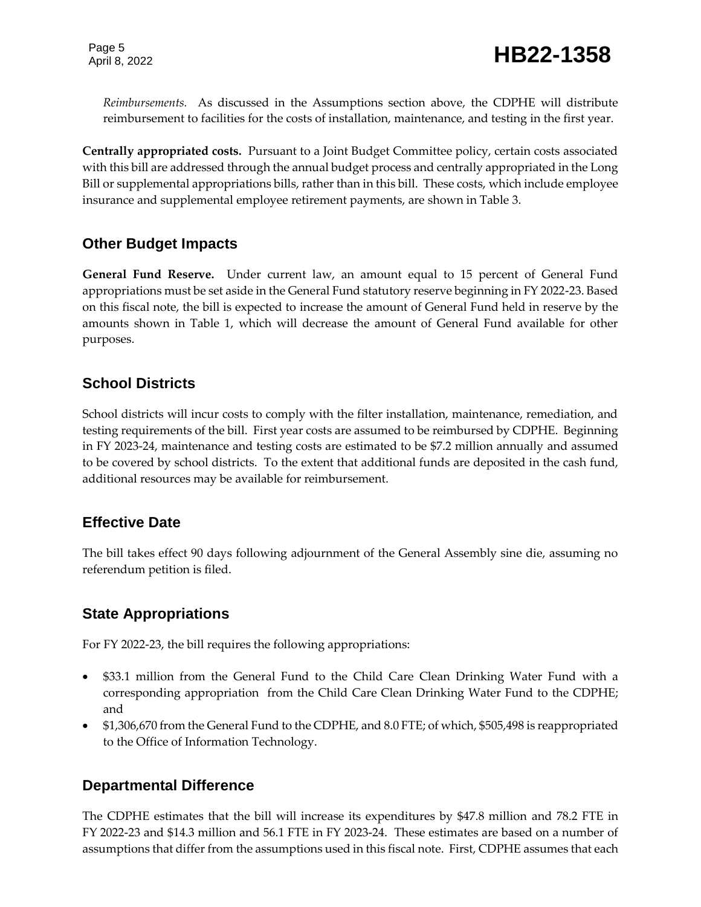*Reimbursements.* As discussed in the Assumptions section above, the CDPHE will distribute reimbursement to facilities for the costs of installation, maintenance, and testing in the first year.

**Centrally appropriated costs.** Pursuant to a Joint Budget Committee policy, certain costs associated with this bill are addressed through the annual budget process and centrally appropriated in the Long Bill or supplemental appropriations bills, rather than in this bill. These costs, which include employee insurance and supplemental employee retirement payments, are shown in Table 3.

## Other Budget Impacts

**General Fund Reserve.** Under current law, an amount equal to 15 percent of General Fund appropriations must be set aside in the General Fund statutory reserve beginning in FY 2022-23. Based on this fiscal note, the bill is expected to increase the amount of General Fund held in reserve by the amounts shown in Table 1, which will decrease the amount of General Fund available for other purposes.

## School Districts

School districts will incur costs to comply with the filter installation, maintenance, remediation, and testing requirements of the bill. First year costs are assumed to be reimbursed by CDPHE. Beginning in FY 2023-24, maintenance and testing costs are estimated to be $7.2 million annually and assumed to be covered by school districts. To the extent that additional funds are deposited in the cash fund, additional resources may be available for reimbursement.

## Effective Date

The bill takes effect 90 days following adjournment of the General Assembly sine die, assuming no referendum petition is filed.

## State Appropriations

For FY 2022-23, the bill requires the following appropriations:

- $33.1 million from the General Fund to the Child Care Clean Drinking Water Fund with a corresponding appropriation from the Child Care Clean Drinking Water Fund to the CDPHE; and
- $1,306,670 from the General Fund to the CDPHE, and 8.0 FTE; of which, $505,498 is reappropriated to the Office of Information Technology.

## Departmental Difference

The CDPHE estimates that the bill will increase its expenditures by $47.8 million and 78.2 FTE in FY 2022-23 and $14.3 million and 56.1 FTE in FY 2023-24. These estimates are based on a number of assumptions that differ from the assumptions used in this fiscal note. First, CDPHE assumes that each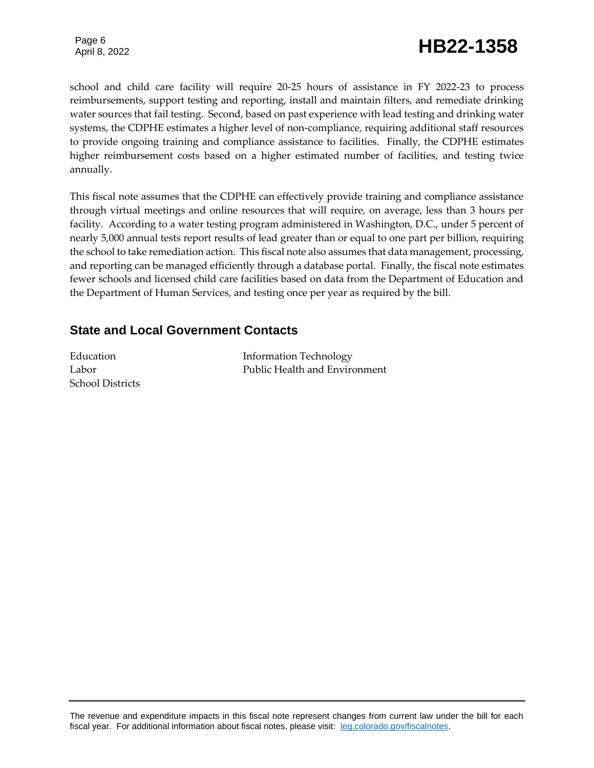school and child care facility will require 20-25 hours of assistance in FY 2022-23 to process reimbursements, support testing and reporting, install and maintain filters, and remediate drinking water sources that fail testing. Second, based on past experience with lead testing and drinking water systems, the CDPHE estimates a higher level of non-compliance, requiring additional staff resources to provide ongoing training and compliance assistance to facilities. Finally, the CDPHE estimates higher reimbursement costs based on a higher estimated number of facilities, and testing twice annually.

This fiscal note assumes that the CDPHE can effectively provide training and compliance assistance through virtual meetings and online resources that will require, on average, less than 3 hours per facility. According to a water testing program administered in Washington, D.C., under 5 percent of nearly 5,000 annual tests report results of lead greater than or equal to one part per billion, requiring the school to take remediation action. This fiscal note also assumes that data management, processing, and reporting can be managed efficiently through a database portal. Finally, the fiscal note estimates fewer schools and licensed child care facilities based on data from the Department of Education and the Department of Human Services, and testing once per year as required by the bill.

## State and Local Government Contacts

Education
Labor
School Districts
Information Technology
Public Health and Environment

The revenue and expenditure impacts in this fiscal note represent changes from current law under the bill for each fiscal year. For additional information about fiscal notes, please visit: leg.colorado.gov/fiscalnotes.